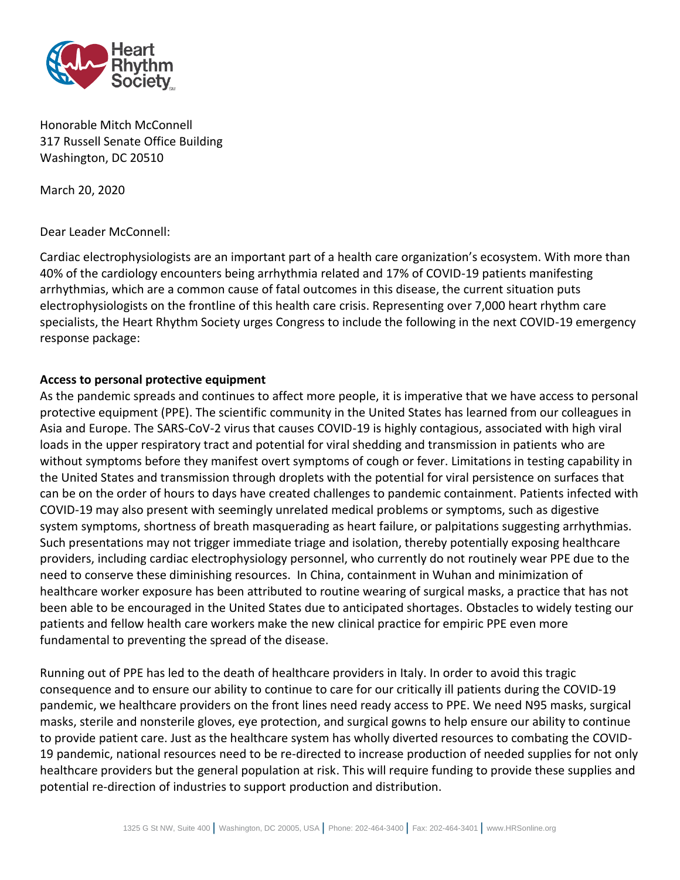Honorable Mitch McConnell
317 Russell Senate Office Building
Washington, DC 20510

March 20, 2020

Dear Leader McConnell:

Cardiac electrophysiologists are an important part of a health care organization's ecosystem. With more than 40% of the cardiology encounters being arrhythmia related and 17% of COVID-19 patients manifesting arrhythmias, which are a common cause of fatal outcomes in this disease, the current situation puts electrophysiologists on the frontline of this health care crisis. Representing over 7,000 heart rhythm care specialists, the Heart Rhythm Society urges Congress to include the following in the next COVID-19 emergency response package:

**Access to personal protective equipment**

As the pandemic spreads and continues to affect more people, it is imperative that we have access to personal protective equipment (PPE). The scientific community in the United States has learned from our colleagues in Asia and Europe. The SARS-CoV-2 virus that causes COVID-19 is highly contagious, associated with high viral loads in the upper respiratory tract and potential for viral shedding and transmission in patients who are without symptoms before they manifest overt symptoms of cough or fever. Limitations in testing capability in the United States and transmission through droplets with the potential for viral persistence on surfaces that can be on the order of hours to days have created challenges to pandemic containment. Patients infected with COVID-19 may also present with seemingly unrelated medical problems or symptoms, such as digestive system symptoms, shortness of breath masquerading as heart failure, or palpitations suggesting arrhythmias. Such presentations may not trigger immediate triage and isolation, thereby potentially exposing healthcare providers, including cardiac electrophysiology personnel, who currently do not routinely wear PPE due to the need to conserve these diminishing resources. In China, containment in Wuhan and minimization of healthcare worker exposure has been attributed to routine wearing of surgical masks, a practice that has not been able to be encouraged in the United States due to anticipated shortages. Obstacles to widely testing our patients and fellow health care workers make the new clinical practice for empiric PPE even more fundamental to preventing the spread of the disease.

Running out of PPE has led to the death of healthcare providers in Italy. In order to avoid this tragic consequence and to ensure our ability to continue to care for our critically ill patients during the COVID-19 pandemic, we healthcare providers on the front lines need ready access to PPE. We need N95 masks, surgical masks, sterile and nonsterile gloves, eye protection, and surgical gowns to help ensure our ability to continue to provide patient care. Just as the healthcare system has wholly diverted resources to combating the COVID-19 pandemic, national resources need to be re-directed to increase production of needed supplies for not only healthcare providers but the general population at risk. This will require funding to provide these supplies and potential re-direction of industries to support production and distribution.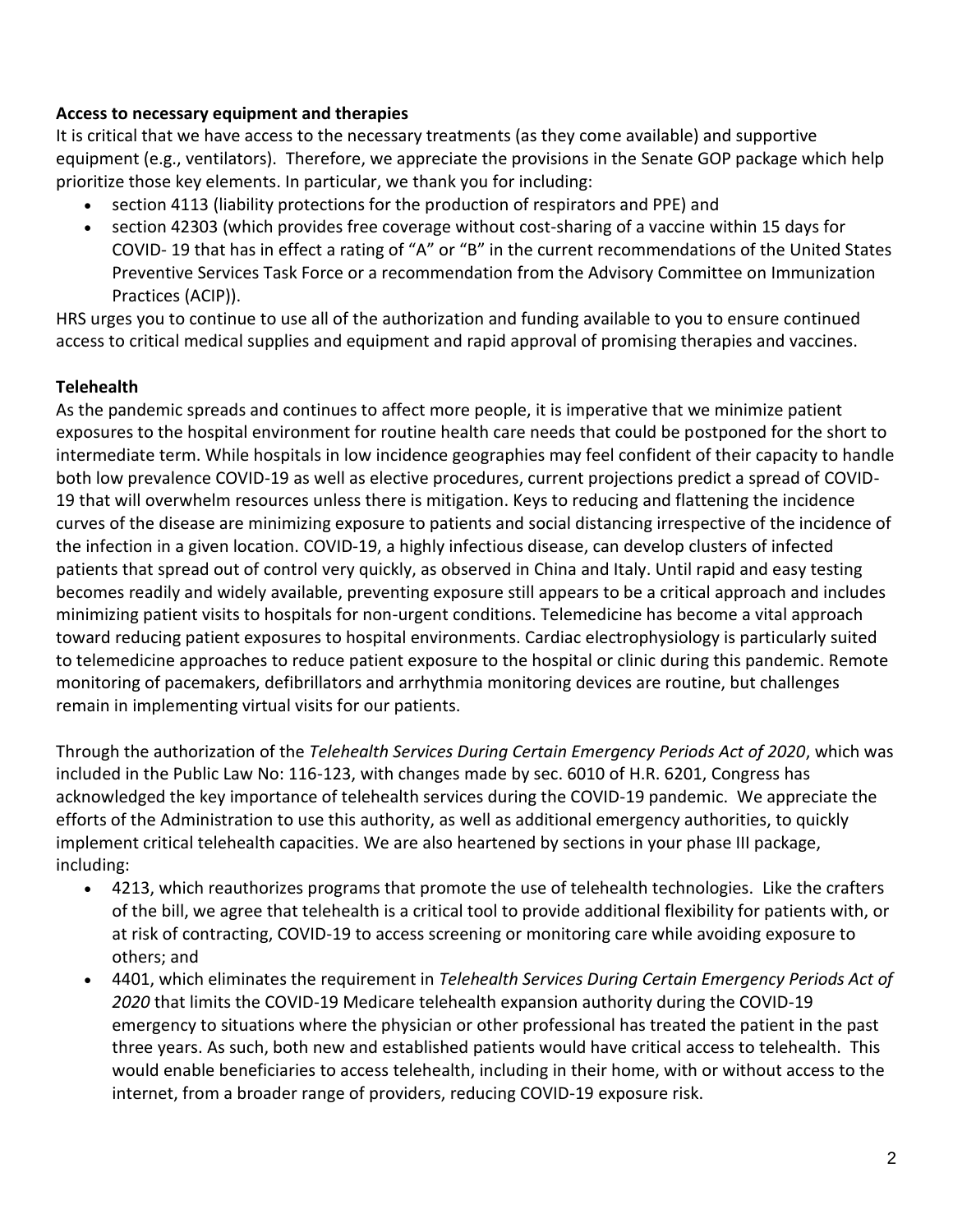**Access to necessary equipment and therapies**

It is critical that we have access to the necessary treatments (as they come available) and supportive equipment (e.g., ventilators). Therefore, we appreciate the provisions in the Senate GOP package which help prioritize those key elements. In particular, we thank you for including:

- section 4113 (liability protections for the production of respirators and PPE) and
- section 42303 (which provides free coverage without cost-sharing of a vaccine within 15 days for COVID- 19 that has in effect a rating of "A" or "B" in the current recommendations of the United States Preventive Services Task Force or a recommendation from the Advisory Committee on Immunization Practices (ACIP)).

HRS urges you to continue to use all of the authorization and funding available to you to ensure continued access to critical medical supplies and equipment and rapid approval of promising therapies and vaccines.

**Telehealth**

As the pandemic spreads and continues to affect more people, it is imperative that we minimize patient exposures to the hospital environment for routine health care needs that could be postponed for the short to intermediate term. While hospitals in low incidence geographies may feel confident of their capacity to handle both low prevalence COVID-19 as well as elective procedures, current projections predict a spread of COVID-19 that will overwhelm resources unless there is mitigation. Keys to reducing and flattening the incidence curves of the disease are minimizing exposure to patients and social distancing irrespective of the incidence of the infection in a given location. COVID-19, a highly infectious disease, can develop clusters of infected patients that spread out of control very quickly, as observed in China and Italy. Until rapid and easy testing becomes readily and widely available, preventing exposure still appears to be a critical approach and includes minimizing patient visits to hospitals for non-urgent conditions. Telemedicine has become a vital approach toward reducing patient exposures to hospital environments. Cardiac electrophysiology is particularly suited to telemedicine approaches to reduce patient exposure to the hospital or clinic during this pandemic. Remote monitoring of pacemakers, defibrillators and arrhythmia monitoring devices are routine, but challenges remain in implementing virtual visits for our patients.

Through the authorization of the *Telehealth Services During Certain Emergency Periods Act of 2020*, which was included in the Public Law No: 116-123, with changes made by sec. 6010 of H.R. 6201, Congress has acknowledged the key importance of telehealth services during the COVID-19 pandemic. We appreciate the efforts of the Administration to use this authority, as well as additional emergency authorities, to quickly implement critical telehealth capacities. We are also heartened by sections in your phase III package, including:

- 4213, which reauthorizes programs that promote the use of telehealth technologies. Like the crafters of the bill, we agree that telehealth is a critical tool to provide additional flexibility for patients with, or at risk of contracting, COVID-19 to access screening or monitoring care while avoiding exposure to others; and
- 4401, which eliminates the requirement in *Telehealth Services During Certain Emergency Periods Act of 2020* that limits the COVID-19 Medicare telehealth expansion authority during the COVID-19 emergency to situations where the physician or other professional has treated the patient in the past three years. As such, both new and established patients would have critical access to telehealth. This would enable beneficiaries to access telehealth, including in their home, with or without access to the internet, from a broader range of providers, reducing COVID-19 exposure risk.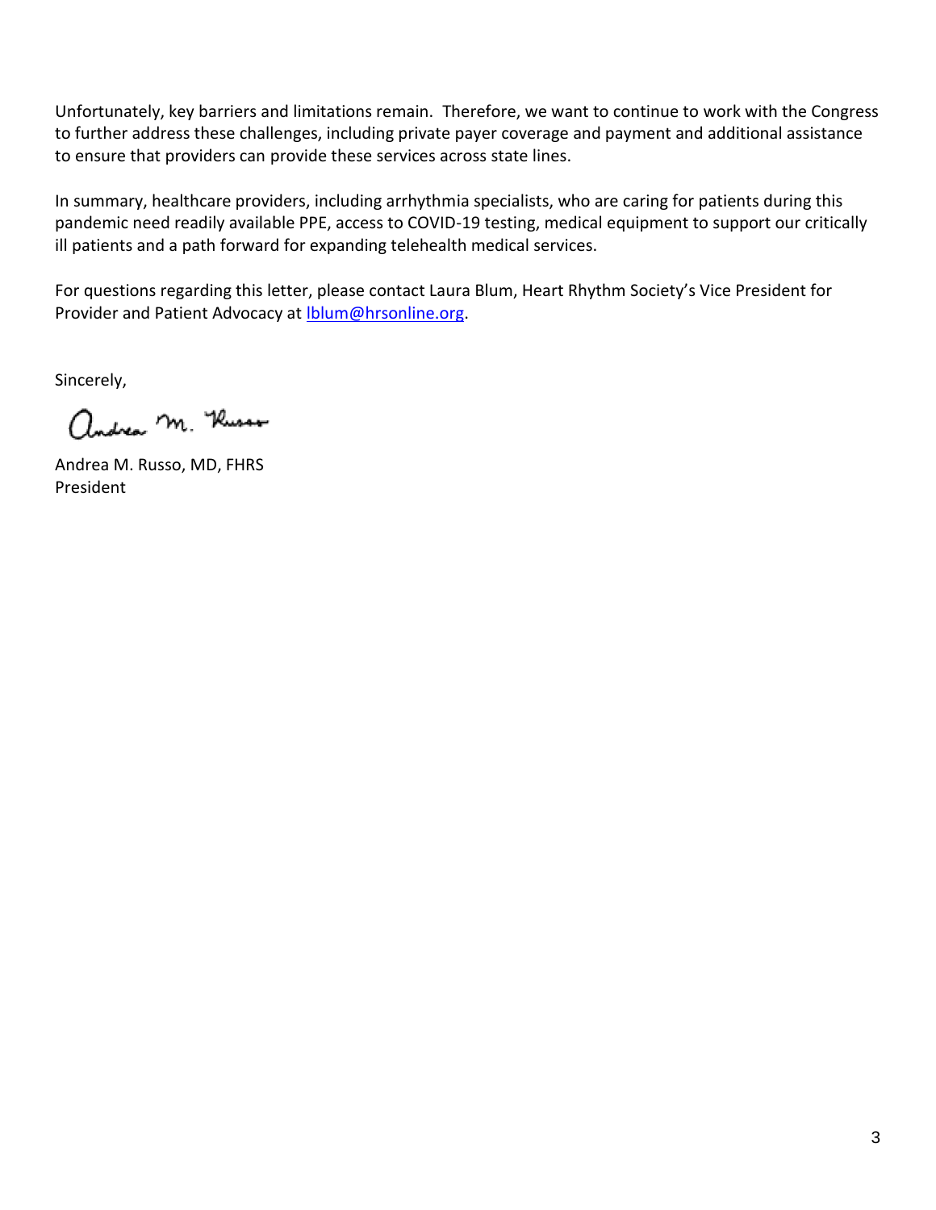Unfortunately, key barriers and limitations remain. Therefore, we want to continue to work with the Congress to further address these challenges, including private payer coverage and payment and additional assistance to ensure that providers can provide these services across state lines.

In summary, healthcare providers, including arrhythmia specialists, who are caring for patients during this pandemic need readily available PPE, access to COVID-19 testing, medical equipment to support our critically ill patients and a path forward for expanding telehealth medical services.

For questions regarding this letter, please contact Laura Blum, Heart Rhythm Society's Vice President for Provider and Patient Advocacy at [lblum@hrsonline.org](mailto:lblum@hrsonline.org).

Sincerely,

Andrea M. Russo, MD, FHRS
President